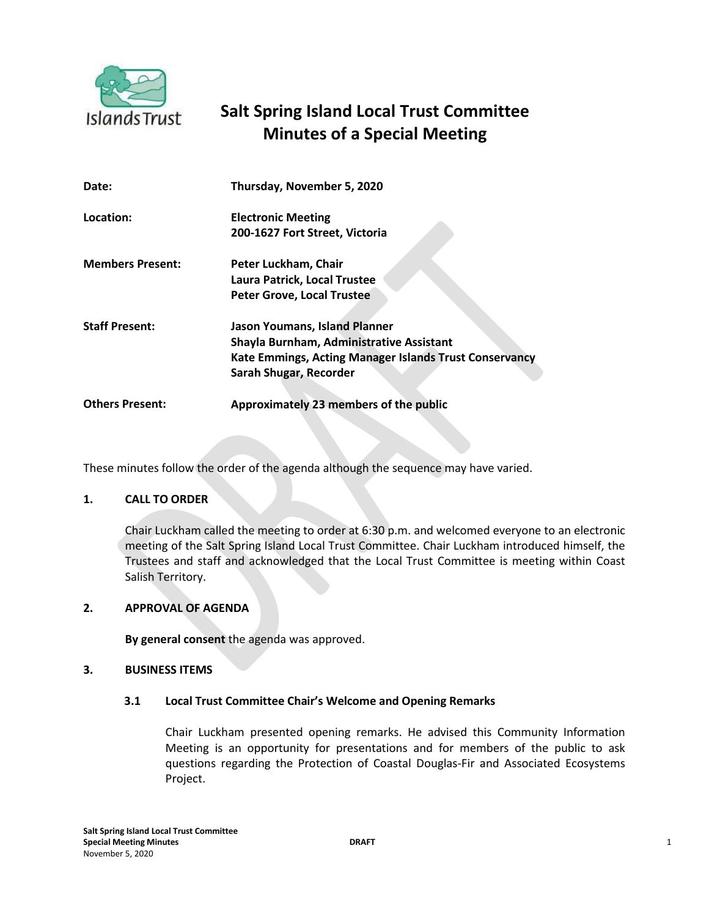# Salt Spring Island Local Trust Committee
# Minutes of a Special Meeting

| | |
|---|---|
| **Date:** | **Thursday, November 5, 2020** |
| **Location:** | **Electronic Meeting**<br>**200-1627 Fort Street, Victoria** |
| **Members Present:** | **Peter Luckham, Chair**<br>**Laura Patrick, Local Trustee**<br>**Peter Grove, Local Trustee** |
| **Staff Present:** | **Jason Youmans, Island Planner**<br>**Shayla Burnham, Administrative Assistant**<br>**Kate Emmings, Acting Manager Islands Trust Conservancy**<br>**Sarah Shugar, Recorder** |
| **Others Present:** | **Approximately 23 members of the public** |

These minutes follow the order of the agenda although the sequence may have varied.

## 1. CALL TO ORDER

Chair Luckham called the meeting to order at 6:30 p.m. and welcomed everyone to an electronic meeting of the Salt Spring Island Local Trust Committee. Chair Luckham introduced himself, the Trustees and staff and acknowledged that the Local Trust Committee is meeting within Coast Salish Territory.

## 2. APPROVAL OF AGENDA

**By general consent** the agenda was approved.

## 3. BUSINESS ITEMS

### 3.1 Local Trust Committee Chair's Welcome and Opening Remarks

Chair Luckham presented opening remarks. He advised this Community Information Meeting is an opportunity for presentations and for members of the public to ask questions regarding the Protection of Coastal Douglas-Fir and Associated Ecosystems Project.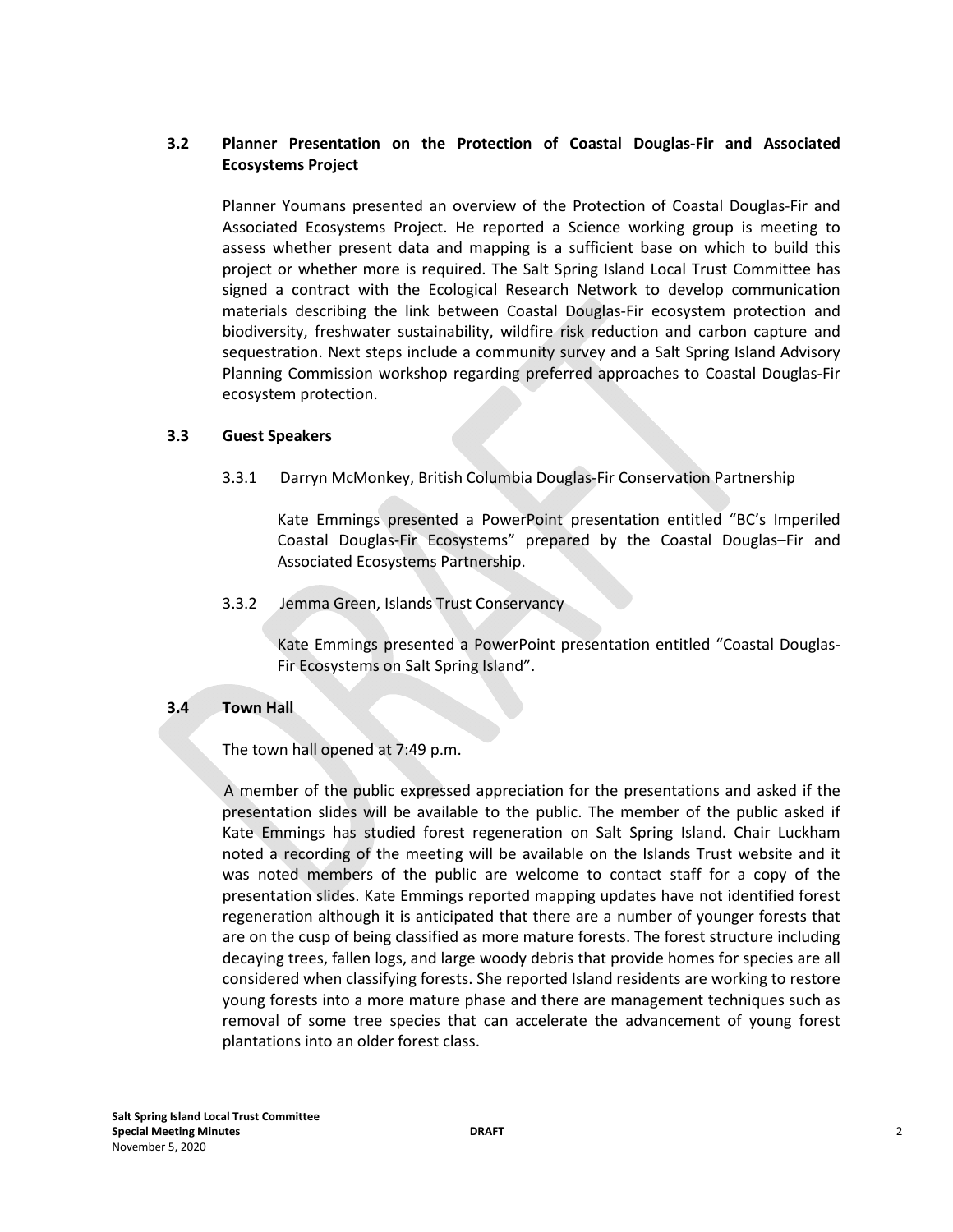### 3.2 Planner Presentation on the Protection of Coastal Douglas-Fir and Associated Ecosystems Project

Planner Youmans presented an overview of the Protection of Coastal Douglas-Fir and Associated Ecosystems Project. He reported a Science working group is meeting to assess whether present data and mapping is a sufficient base on which to build this project or whether more is required. The Salt Spring Island Local Trust Committee has signed a contract with the Ecological Research Network to develop communication materials describing the link between Coastal Douglas-Fir ecosystem protection and biodiversity, freshwater sustainability, wildfire risk reduction and carbon capture and sequestration. Next steps include a community survey and a Salt Spring Island Advisory Planning Commission workshop regarding preferred approaches to Coastal Douglas-Fir ecosystem protection.

### 3.3 Guest Speakers

3.3.1 Darryn McMonkey, British Columbia Douglas-Fir Conservation Partnership

Kate Emmings presented a PowerPoint presentation entitled "BC's Imperiled Coastal Douglas-Fir Ecosystems" prepared by the Coastal Douglas–Fir and Associated Ecosystems Partnership.

3.3.2 Jemma Green, Islands Trust Conservancy

Kate Emmings presented a PowerPoint presentation entitled "Coastal Douglas-Fir Ecosystems on Salt Spring Island".

### 3.4 Town Hall

The town hall opened at 7:49 p.m.

A member of the public expressed appreciation for the presentations and asked if the presentation slides will be available to the public. The member of the public asked if Kate Emmings has studied forest regeneration on Salt Spring Island. Chair Luckham noted a recording of the meeting will be available on the Islands Trust website and it was noted members of the public are welcome to contact staff for a copy of the presentation slides. Kate Emmings reported mapping updates have not identified forest regeneration although it is anticipated that there are a number of younger forests that are on the cusp of being classified as more mature forests. The forest structure including decaying trees, fallen logs, and large woody debris that provide homes for species are all considered when classifying forests. She reported Island residents are working to restore young forests into a more mature phase and there are management techniques such as removal of some tree species that can accelerate the advancement of young forest plantations into an older forest class.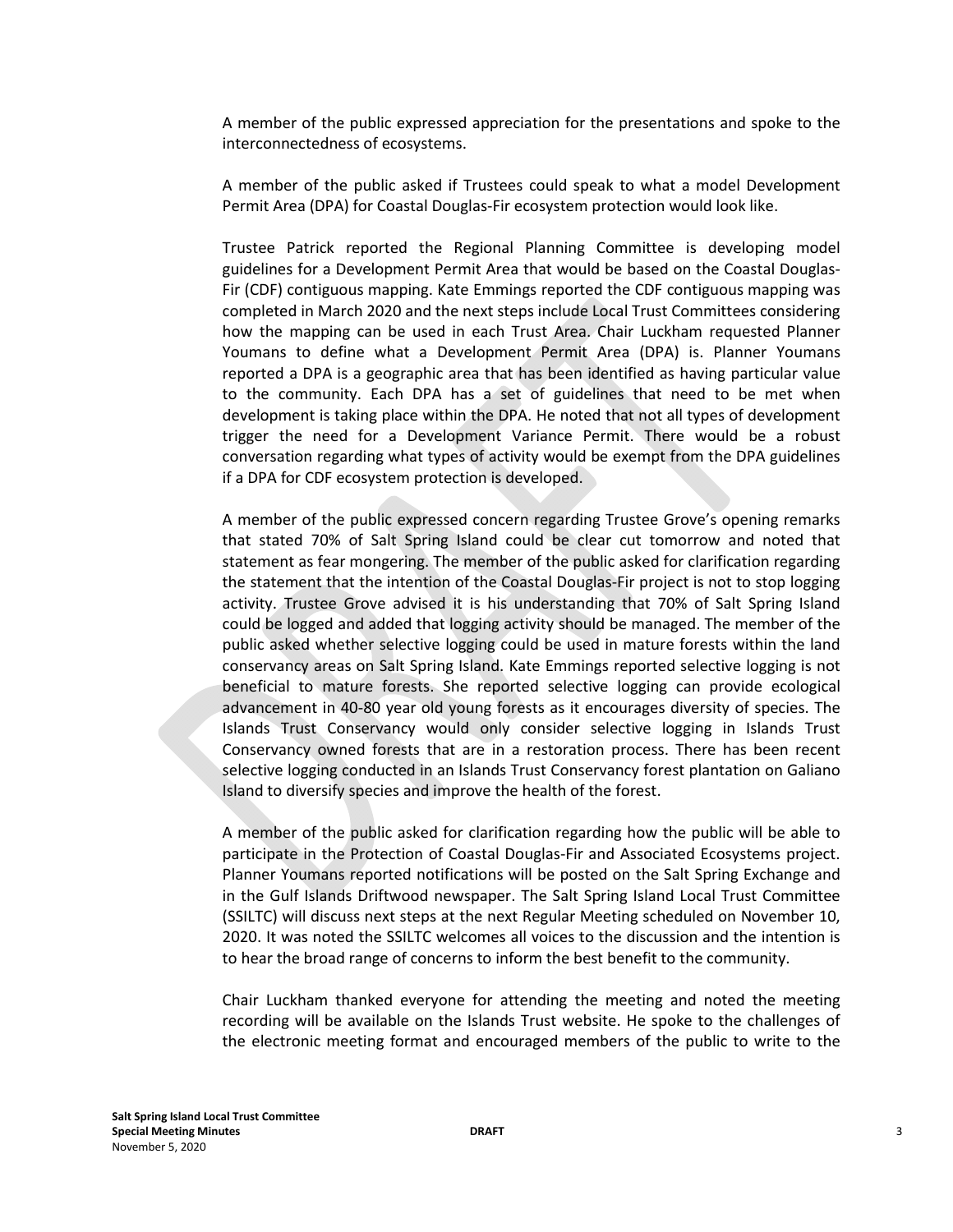A member of the public expressed appreciation for the presentations and spoke to the interconnectedness of ecosystems.

A member of the public asked if Trustees could speak to what a model Development Permit Area (DPA) for Coastal Douglas-Fir ecosystem protection would look like.

Trustee Patrick reported the Regional Planning Committee is developing model guidelines for a Development Permit Area that would be based on the Coastal Douglas-Fir (CDF) contiguous mapping. Kate Emmings reported the CDF contiguous mapping was completed in March 2020 and the next steps include Local Trust Committees considering how the mapping can be used in each Trust Area. Chair Luckham requested Planner Youmans to define what a Development Permit Area (DPA) is. Planner Youmans reported a DPA is a geographic area that has been identified as having particular value to the community. Each DPA has a set of guidelines that need to be met when development is taking place within the DPA. He noted that not all types of development trigger the need for a Development Variance Permit. There would be a robust conversation regarding what types of activity would be exempt from the DPA guidelines if a DPA for CDF ecosystem protection is developed.

A member of the public expressed concern regarding Trustee Grove's opening remarks that stated 70% of Salt Spring Island could be clear cut tomorrow and noted that statement as fear mongering. The member of the public asked for clarification regarding the statement that the intention of the Coastal Douglas-Fir project is not to stop logging activity. Trustee Grove advised it is his understanding that 70% of Salt Spring Island could be logged and added that logging activity should be managed. The member of the public asked whether selective logging could be used in mature forests within the land conservancy areas on Salt Spring Island. Kate Emmings reported selective logging is not beneficial to mature forests. She reported selective logging can provide ecological advancement in 40-80 year old young forests as it encourages diversity of species. The Islands Trust Conservancy would only consider selective logging in Islands Trust Conservancy owned forests that are in a restoration process. There has been recent selective logging conducted in an Islands Trust Conservancy forest plantation on Galiano Island to diversify species and improve the health of the forest.

A member of the public asked for clarification regarding how the public will be able to participate in the Protection of Coastal Douglas-Fir and Associated Ecosystems project. Planner Youmans reported notifications will be posted on the Salt Spring Exchange and in the Gulf Islands Driftwood newspaper. The Salt Spring Island Local Trust Committee (SSILTC) will discuss next steps at the next Regular Meeting scheduled on November 10, 2020. It was noted the SSILTC welcomes all voices to the discussion and the intention is to hear the broad range of concerns to inform the best benefit to the community.

Chair Luckham thanked everyone for attending the meeting and noted the meeting recording will be available on the Islands Trust website. He spoke to the challenges of the electronic meeting format and encouraged members of the public to write to the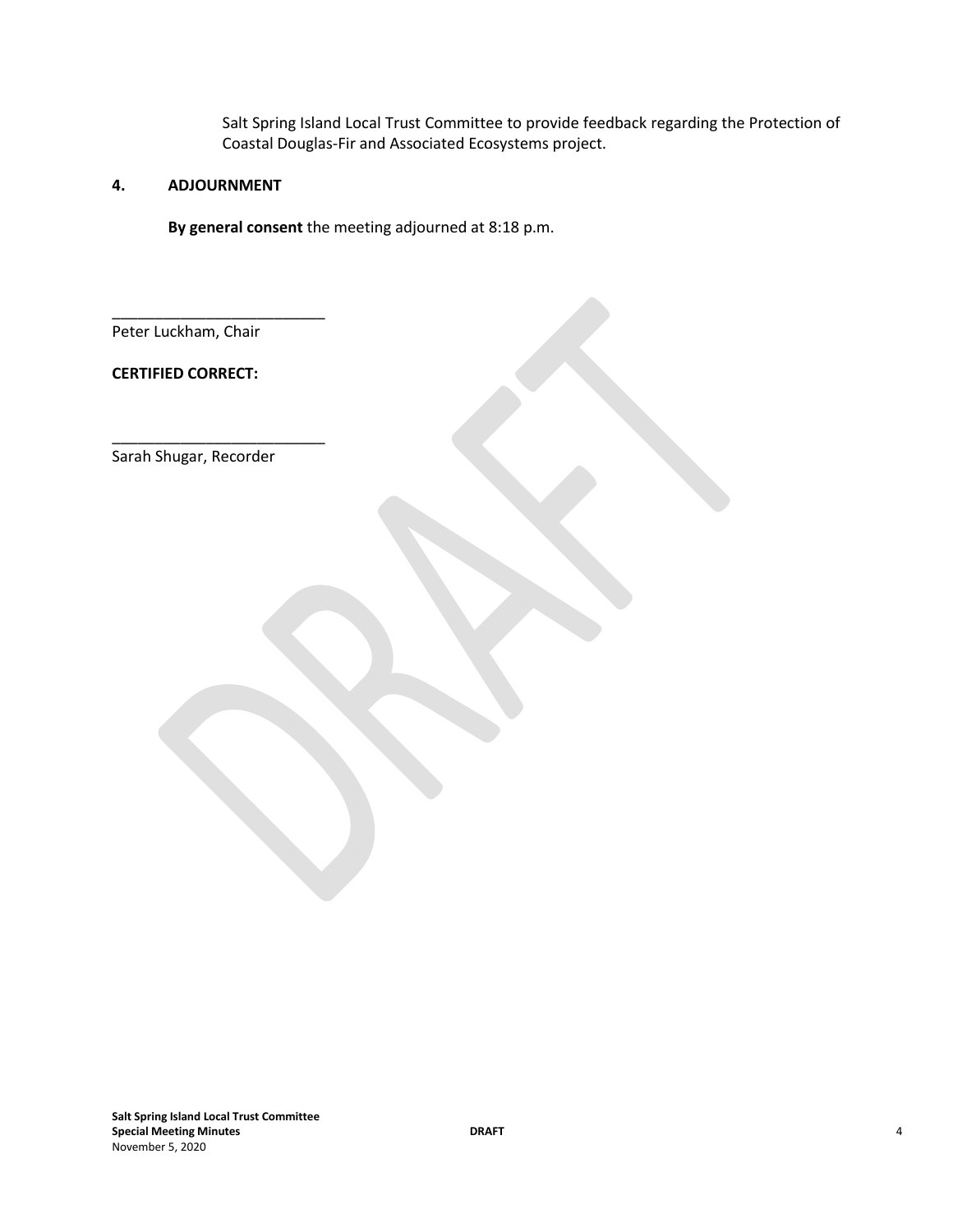Salt Spring Island Local Trust Committee to provide feedback regarding the Protection of Coastal Douglas-Fir and Associated Ecosystems project.

**4. ADJOURNMENT**

**By general consent** the meeting adjourned at 8:18 p.m.

_________________________
Peter Luckham, Chair

**CERTIFIED CORRECT:**

_________________________
Sarah Shugar, Recorder